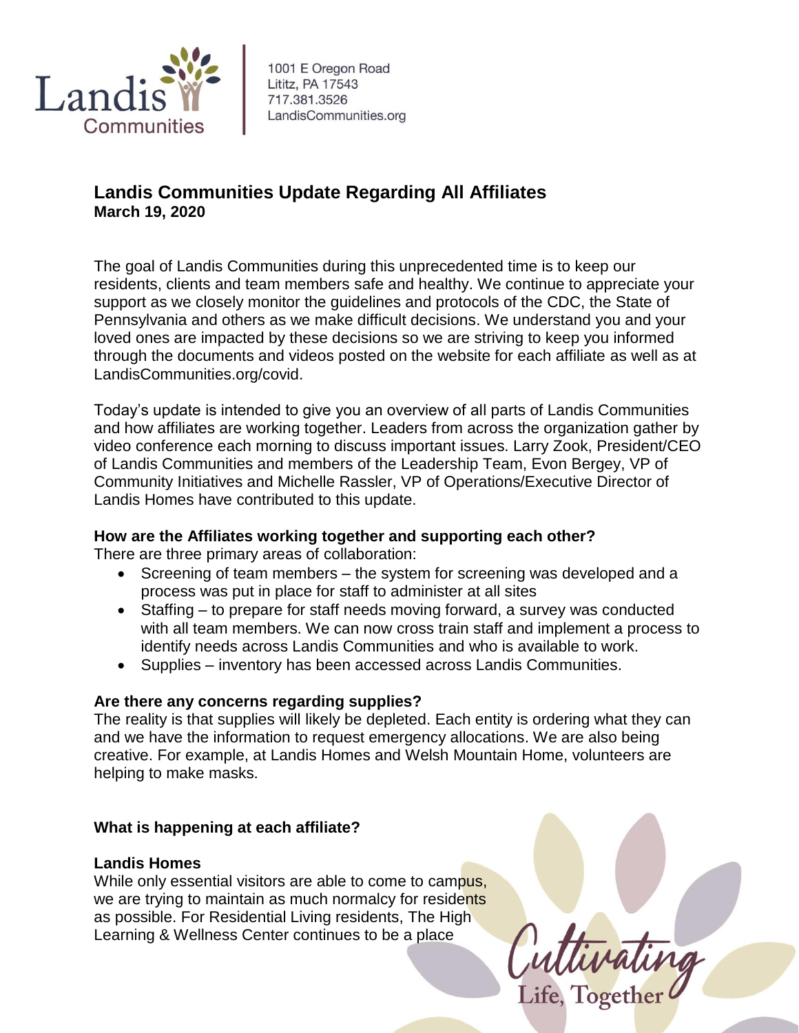1001 E Oregon Road
Lititz, PA 17543
717.381.3526
LandisCommunities.org

## Landis Communities Update Regarding All Affiliates
**March 19, 2020**

The goal of Landis Communities during this unprecedented time is to keep our residents, clients and team members safe and healthy. We continue to appreciate your support as we closely monitor the guidelines and protocols of the CDC, the State of Pennsylvania and others as we make difficult decisions. We understand you and your loved ones are impacted by these decisions so we are striving to keep you informed through the documents and videos posted on the website for each affiliate as well as at LandisCommunities.org/covid.

Today's update is intended to give you an overview of all parts of Landis Communities and how affiliates are working together. Leaders from across the organization gather by video conference each morning to discuss important issues. Larry Zook, President/CEO of Landis Communities and members of the Leadership Team, Evon Bergey, VP of Community Initiatives and Michelle Rassler, VP of Operations/Executive Director of Landis Homes have contributed to this update.

**How are the Affiliates working together and supporting each other?**
There are three primary areas of collaboration:

- Screening of team members – the system for screening was developed and a process was put in place for staff to administer at all sites
- Staffing – to prepare for staff needs moving forward, a survey was conducted with all team members. We can now cross train staff and implement a process to identify needs across Landis Communities and who is available to work.
- Supplies – inventory has been accessed across Landis Communities.

**Are there any concerns regarding supplies?**
The reality is that supplies will likely be depleted. Each entity is ordering what they can and we have the information to request emergency allocations. We are also being creative. For example, at Landis Homes and Welsh Mountain Home, volunteers are helping to make masks.

**What is happening at each affiliate?**

**Landis Homes**
While only essential visitors are able to come to campus, we are trying to maintain as much normalcy for residents as possible. For Residential Living residents, The High Learning & Wellness Center continues to be a place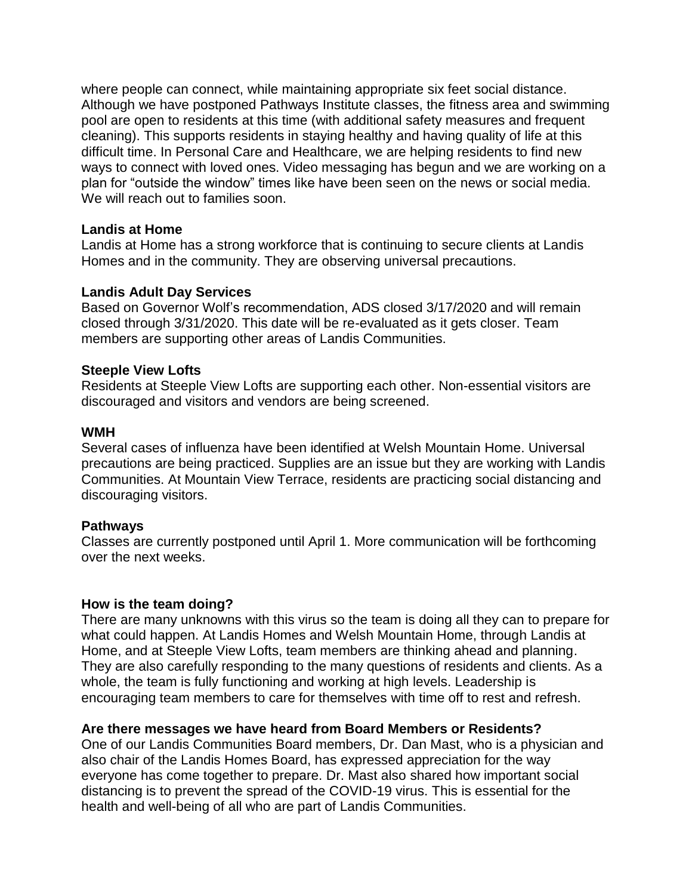where people can connect, while maintaining appropriate six feet social distance. Although we have postponed Pathways Institute classes, the fitness area and swimming pool are open to residents at this time (with additional safety measures and frequent cleaning). This supports residents in staying healthy and having quality of life at this difficult time. In Personal Care and Healthcare, we are helping residents to find new ways to connect with loved ones. Video messaging has begun and we are working on a plan for "outside the window" times like have been seen on the news or social media. We will reach out to families soon.

**Landis at Home**

Landis at Home has a strong workforce that is continuing to secure clients at Landis Homes and in the community. They are observing universal precautions.

**Landis Adult Day Services**

Based on Governor Wolf's recommendation, ADS closed 3/17/2020 and will remain closed through 3/31/2020. This date will be re-evaluated as it gets closer. Team members are supporting other areas of Landis Communities.

**Steeple View Lofts**

Residents at Steeple View Lofts are supporting each other. Non-essential visitors are discouraged and visitors and vendors are being screened.

**WMH**

Several cases of influenza have been identified at Welsh Mountain Home. Universal precautions are being practiced. Supplies are an issue but they are working with Landis Communities. At Mountain View Terrace, residents are practicing social distancing and discouraging visitors.

**Pathways**

Classes are currently postponed until April 1. More communication will be forthcoming over the next weeks.

**How is the team doing?**

There are many unknowns with this virus so the team is doing all they can to prepare for what could happen. At Landis Homes and Welsh Mountain Home, through Landis at Home, and at Steeple View Lofts, team members are thinking ahead and planning. They are also carefully responding to the many questions of residents and clients. As a whole, the team is fully functioning and working at high levels. Leadership is encouraging team members to care for themselves with time off to rest and refresh.

**Are there messages we have heard from Board Members or Residents?**

One of our Landis Communities Board members, Dr. Dan Mast, who is a physician and also chair of the Landis Homes Board, has expressed appreciation for the way everyone has come together to prepare. Dr. Mast also shared how important social distancing is to prevent the spread of the COVID-19 virus. This is essential for the health and well-being of all who are part of Landis Communities.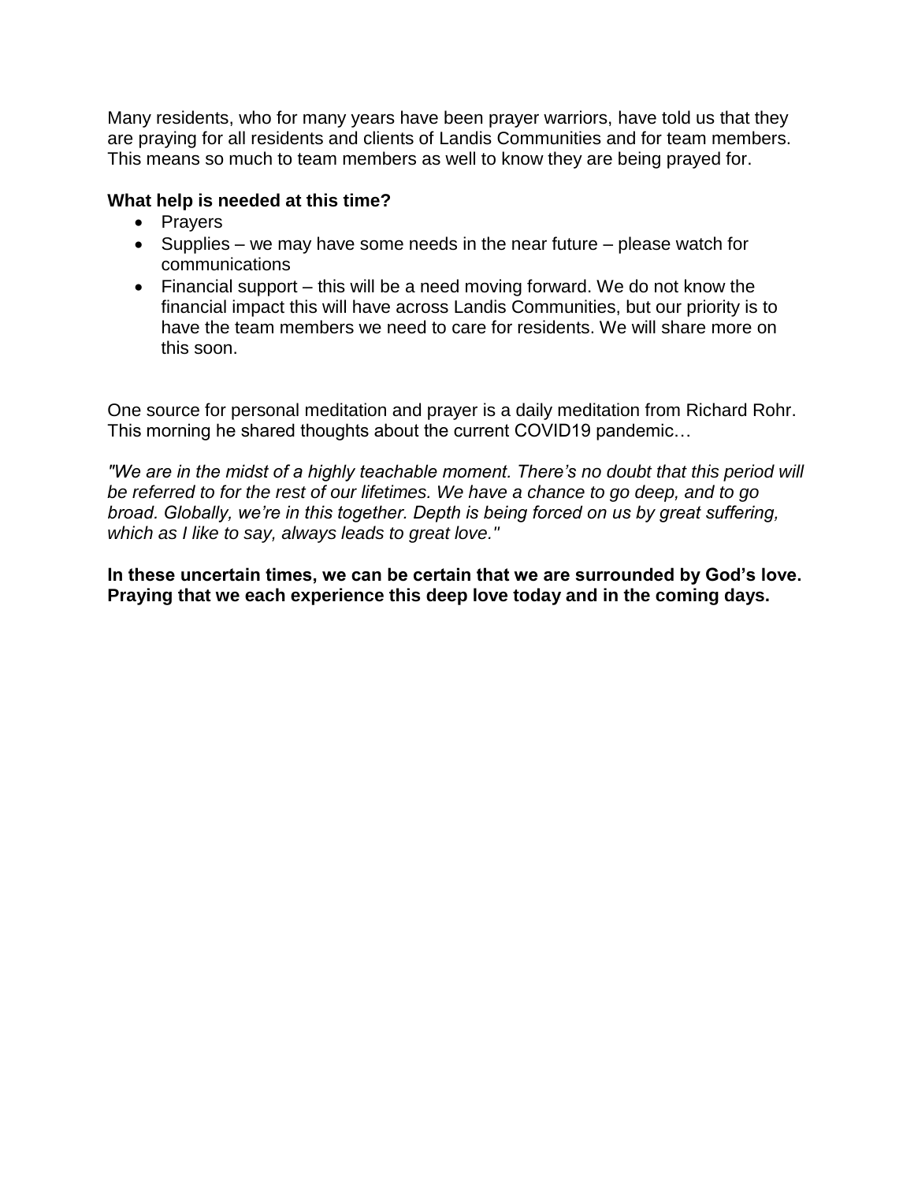Many residents, who for many years have been prayer warriors, have told us that they are praying for all residents and clients of Landis Communities and for team members. This means so much to team members as well to know they are being prayed for.

**What help is needed at this time?**

- Prayers
- Supplies – we may have some needs in the near future – please watch for communications
- Financial support – this will be a need moving forward. We do not know the financial impact this will have across Landis Communities, but our priority is to have the team members we need to care for residents. We will share more on this soon.

One source for personal meditation and prayer is a daily meditation from Richard Rohr. This morning he shared thoughts about the current COVID19 pandemic…

*"We are in the midst of a highly teachable moment. There's no doubt that this period will be referred to for the rest of our lifetimes. We have a chance to go deep, and to go broad. Globally, we're in this together. Depth is being forced on us by great suffering, which as I like to say, always leads to great love."*

**In these uncertain times, we can be certain that we are surrounded by God's love. Praying that we each experience this deep love today and in the coming days.**